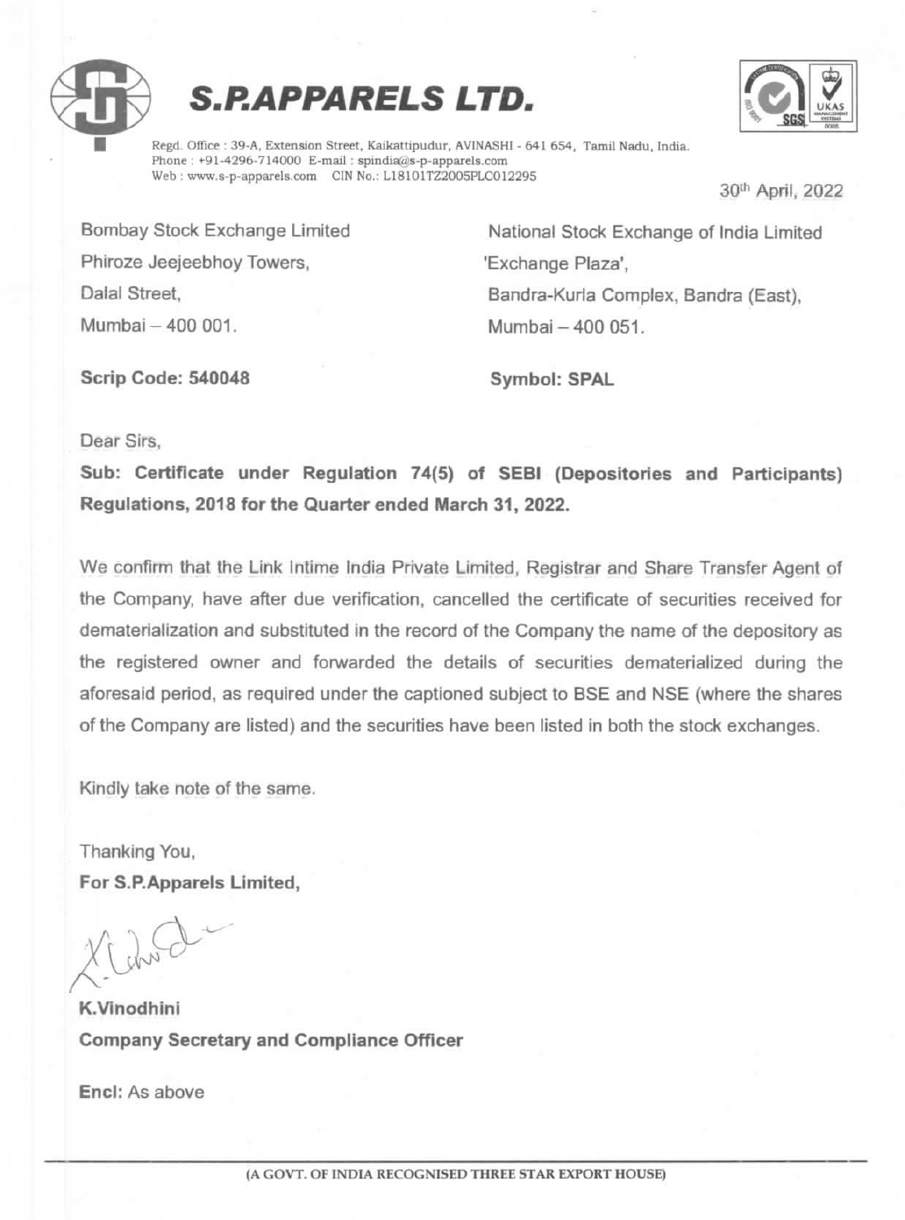# S.P.APPARELS LTD.

Regd. Office : 39-A, Extension Street, Kaikattipudur, AVINASHI - 641 654, Tamil Nadu, India.
Phone : +91-4296-714000 E-mail : spindia@s-p-apparels.com
Web : www.s-p-apparels.com CIN No.: L18101TZ2005PLC012295

30th April, 2022

Bombay Stock Exchange Limited
Phiroze Jeejeebhoy Towers,
Dalal Street,
Mumbai – 400 001.

National Stock Exchange of India Limited
'Exchange Plaza',
Bandra-Kurla Complex, Bandra (East),
Mumbai – 400 051.

**Scrip Code: 540048**

**Symbol: SPAL**

Dear Sirs,

**Sub: Certificate under Regulation 74(5) of SEBI (Depositories and Participants) Regulations, 2018 for the Quarter ended March 31, 2022.**

We confirm that the Link Intime India Private Limited, Registrar and Share Transfer Agent of the Company, have after due verification, cancelled the certificate of securities received for dematerialization and substituted in the record of the Company the name of the depository as the registered owner and forwarded the details of securities dematerialized during the aforesaid period, as required under the captioned subject to BSE and NSE (where the shares of the Company are listed) and the securities have been listed in both the stock exchanges.

Kindly take note of the same.

Thanking You,
**For S.P.Apparels Limited,**

**K.Vinodhini**
**Company Secretary and Compliance Officer**

**Encl:** As above

(A GOVT. OF INDIA RECOGNISED THREE STAR EXPORT HOUSE)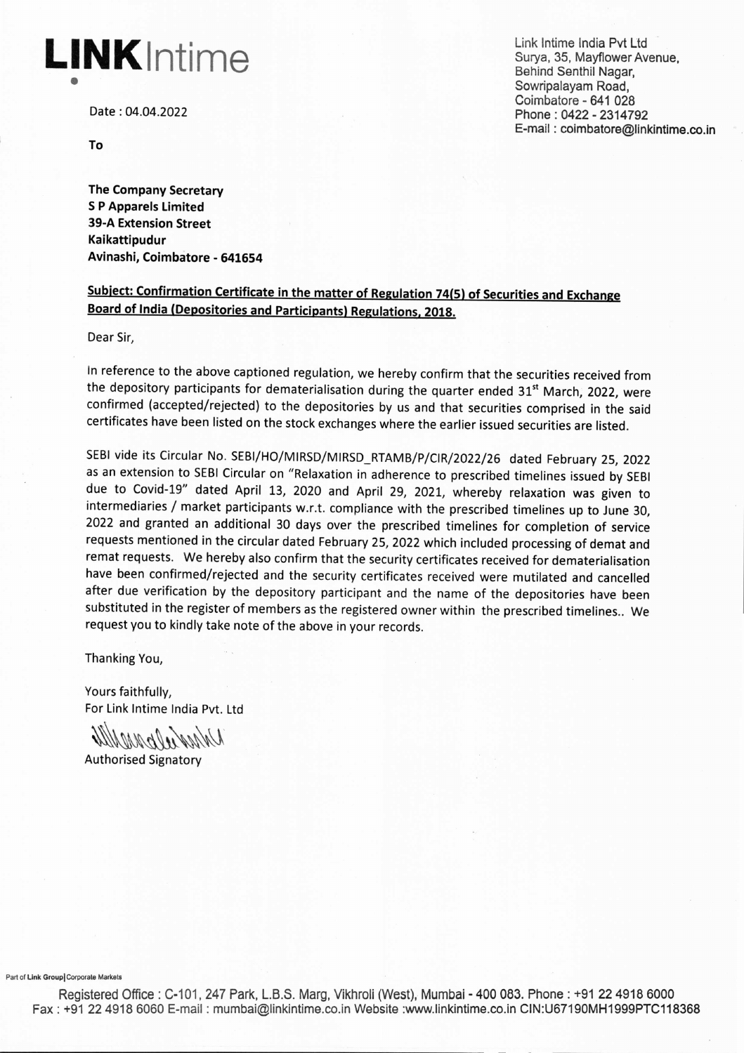**LINK**Intime

Link Intime India Pvt Ltd
Surya, 35, Mayflower Avenue,
Behind Senthil Nagar,
Sowripalayam Road,
Coimbatore - 641 028
Phone : 0422 - 2314792
E-mail : coimbatore@linkintime.co.in

Date : 04.04.2022

**To**

**The Company Secretary**
**S P Apparels Limited**
**39-A Extension Street**
**Kaikattipudur**
**Avinashi, Coimbatore - 641654**

**Subject: Confirmation Certificate in the matter of Regulation 74(5) of Securities and Exchange Board of India (Depositories and Participants) Regulations, 2018.**

Dear Sir,

In reference to the above captioned regulation, we hereby confirm that the securities received from the depository participants for dematerialisation during the quarter ended 31st March, 2022, were confirmed (accepted/rejected) to the depositories by us and that securities comprised in the said certificates have been listed on the stock exchanges where the earlier issued securities are listed.

SEBI vide its Circular No. SEBI/HO/MIRSD/MIRSD_RTAMB/P/CIR/2022/26 dated February 25, 2022 as an extension to SEBI Circular on "Relaxation in adherence to prescribed timelines issued by SEBI due to Covid-19" dated April 13, 2020 and April 29, 2021, whereby relaxation was given to intermediaries / market participants w.r.t. compliance with the prescribed timelines up to June 30, 2022 and granted an additional 30 days over the prescribed timelines for completion of service requests mentioned in the circular dated February 25, 2022 which included processing of demat and remat requests. We hereby also confirm that the security certificates received for dematerialisation have been confirmed/rejected and the security certificates received were mutilated and cancelled after due verification by the depository participant and the name of the depositories have been substituted in the register of members as the registered owner within the prescribed timelines.. We request you to kindly take note of the above in your records.

Thanking You,

Yours faithfully,
For Link Intime India Pvt. Ltd

Authorised Signatory

Part of Link Group | Corporate Markets

Registered Office : C-101, 247 Park, L.B.S. Marg, Vikhroli (West), Mumbai - 400 083. Phone : +91 22 4918 6000
Fax : +91 22 4918 6060 E-mail : mumbai@linkintime.co.in Website :www.linkintime.co.in CIN:U67190MH1999PTC118368